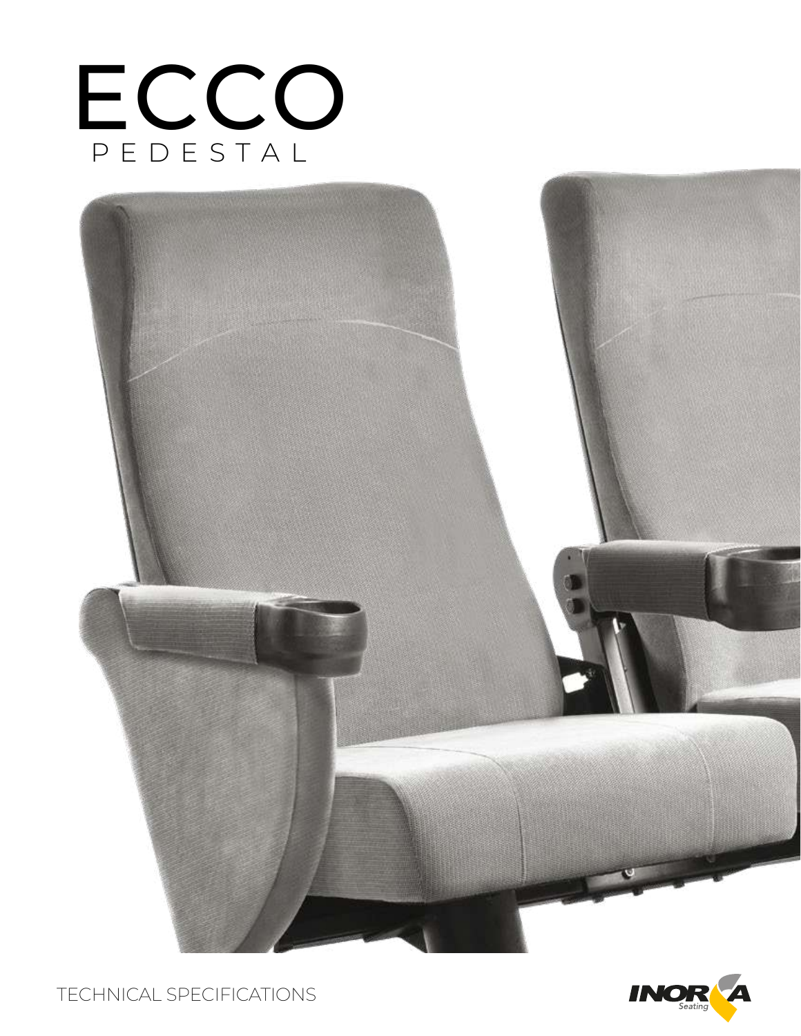# ECCO

PEDESTAL

TECHNICAL SPECIFICATIONS

INORA Seating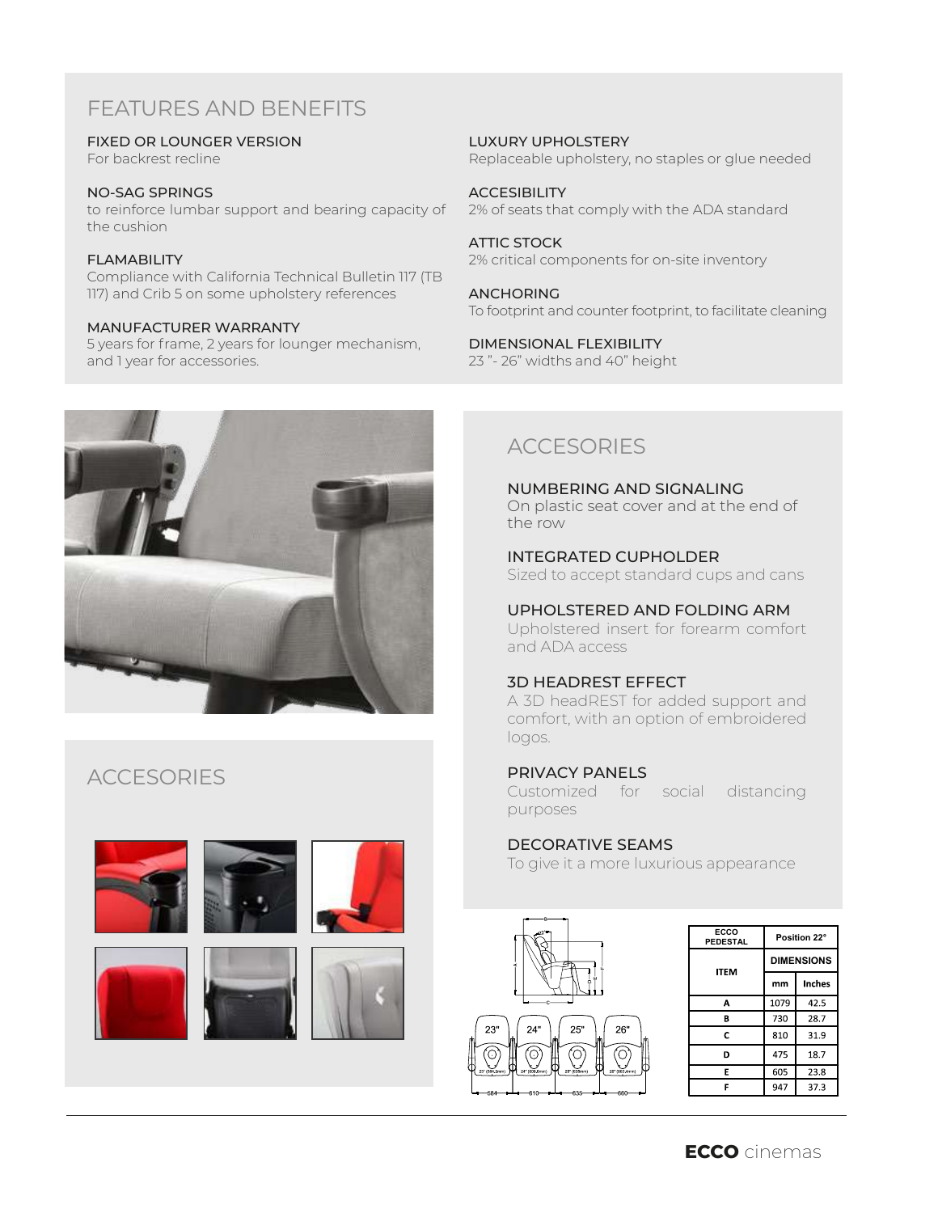## FEATURES AND BENEFITS

**FIXED OR LOUNGER VERSION**
For backrest recline

**NO-SAG SPRINGS**
to reinforce lumbar support and bearing capacity of the cushion

**FLAMABILITY**
Compliance with California Technical Bulletin 117 (TB 117) and Crib 5 on some upholstery references

**MANUFACTURER WARRANTY**
5 years for frame, 2 years for lounger mechanism, and 1 year for accessories.

**LUXURY UPHOLSTERY**
Replaceable upholstery, no staples or glue needed

**ACCESIBILITY**
2% of seats that comply with the ADA standard

**ATTIC STOCK**
2% critical components for on-site inventory

**ANCHORING**
To footprint and counter footprint, to facilitate cleaning

**DIMENSIONAL FLEXIBILITY**
23 "- 26" widths and 40" height

## ACCESORIES

## ACCESORIES

**NUMBERING AND SIGNALING**
On plastic seat cover and at the end of the row

**INTEGRATED CUPHOLDER**
Sized to accept standard cups and cans

**UPHOLSTERED AND FOLDING ARM**
Upholstered insert for forearm comfort and ADA access

**3D HEADREST EFFECT**
A 3D headREST for added support and comfort, with an option of embroidered logos.

**PRIVACY PANELS**
Customized for social distancing purposes

**DECORATIVE SEAMS**
To give it a more luxurious appearance

23" | 24" | 25" | 26"

23" (584,2mm) | 24" (609,6mm) | 25" (635mm) | 26" (660,4mm)

584 | 610 | 635 | 660

| ECCO PEDESTAL | Position 22° | |
|---|---|---|
| ITEM | DIMENSIONS | |
| | mm | Inches |
| A | 1079 | 42.5 |
| B | 730 | 28.7 |
| C | 810 | 31.9 |
| D | 475 | 18.7 |
| E | 605 | 23.8 |
| F | 947 | 37.3 |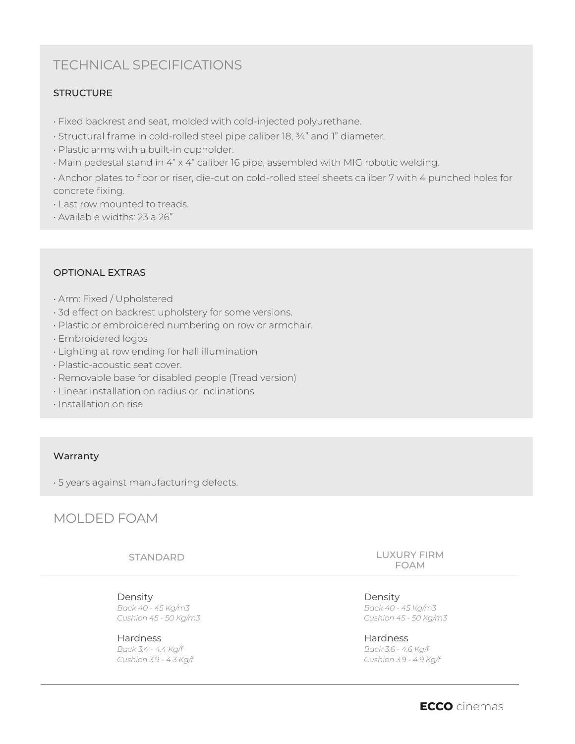## TECHNICAL SPECIFICATIONS

### STRUCTURE

- Fixed backrest and seat, molded with cold-injected polyurethane.
- Structural frame in cold-rolled steel pipe caliber 18, ¾” and 1” diameter.
- Plastic arms with a built-in cupholder.
- Main pedestal stand in 4” x 4” caliber 16 pipe, assembled with MIG robotic welding.
- Anchor plates to floor or riser, die-cut on cold-rolled steel sheets caliber 7 with 4 punched holes for concrete fixing.
- Last row mounted to treads.
- Available widths: 23 a 26”

### OPTIONAL EXTRAS

- Arm: Fixed / Upholstered
- 3d effect on backrest upholstery for some versions.
- Plastic or embroidered numbering on row or armchair.
- Embroidered logos
- Lighting at row ending for hall illumination
- Plastic-acoustic seat cover.
- Removable base for disabled people (Tread version)
- Linear installation on radius or inclinations
- Installation on rise

### Warranty

- 5 years against manufacturing defects.

## MOLDED FOAM

| STANDARD | LUXURY FIRM FOAM |
|---|---|
| Density<br>*Back 40 - 45 Kg/m3*<br>*Cushion 45 - 50 Kg/m3* | Density<br>*Back 40 - 45 Kg/m3*<br>*Cushion 45 - 50 Kg/m3* |
| Hardness<br>*Back 3.4 - 4.4 Kg/f*<br>*Cushion 3.9 - 4.3 Kg/f* | Hardness<br>*Back 3.6 - 4.6 Kg/f*<br>*Cushion 3.9 - 4.9 Kg/f* |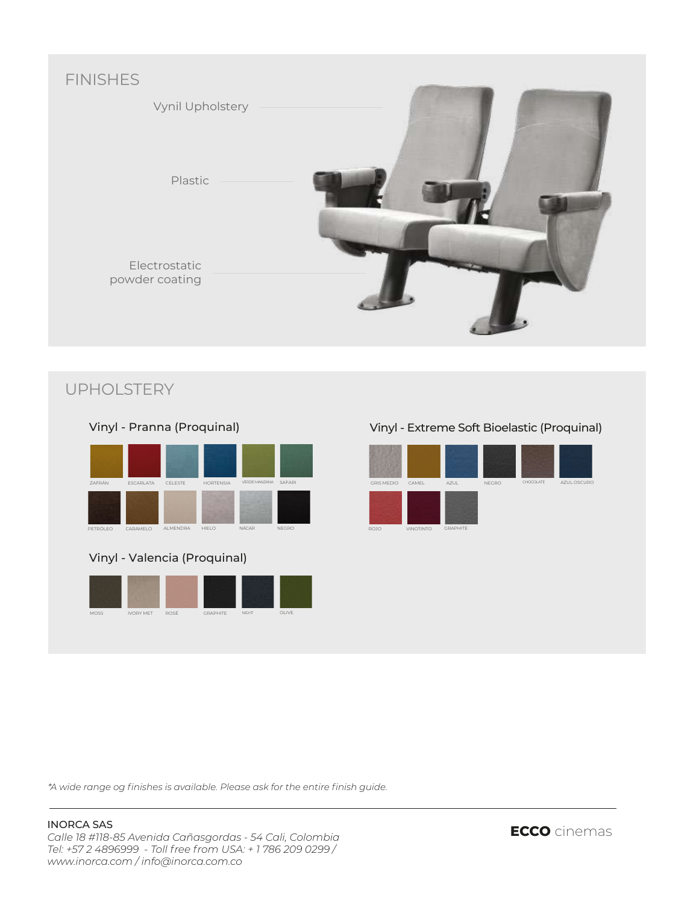## FINISHES

Vynil Upholstery

Plastic

Electrostatic powder coating

## UPHOLSTERY

### Vinyl - Pranna (Proquinal)

ZAFRÁN, ESCARLATA, CELESTE, HORTENSIA, VERDE MANZANA, SAFARI

PETRÓLEO, CARAMELO, ALMENDRA, HIELO, NÁCAR, NEGRO

### Vinyl - Extreme Soft Bioelastic (Proquinal)

GRIS MEDIO, CAMEL, AZUL, NEGRO, CHOCOLATE, AZUL OSCURO

ROJO, VINOTINTO, GRAPHITE

### Vinyl - Valencia (Proquinal)

MOSS, IVORY MET, ROSÉ, GRAPHITE, NIGHT, OLIVE

*\*A wide range og finishes is available. Please ask for the entire finish guide.*

INORCA SAS
*Calle 18 #118-85 Avenida Cañasgordas - 54 Cali, Colombia*
*Tel: +57 2 4896999 - Toll free from USA: + 1 786 209 0299 /*
*www.inorca.com / info@inorca.com.co*

**ECCO** cinemas